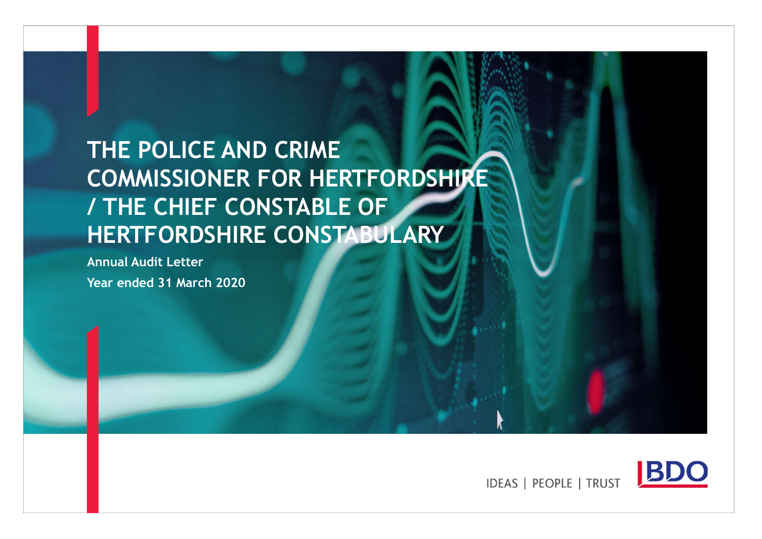# THE POLICE AND CRIME COMMISSIONER FOR HERTFORDSHIRE / THE CHIEF CONSTABLE OF HERTFORDSHIRE CONSTABULARY

**Annual Audit Letter**

**Year ended 31 March 2020**

IDEAS | PEOPLE | TRUST

BDO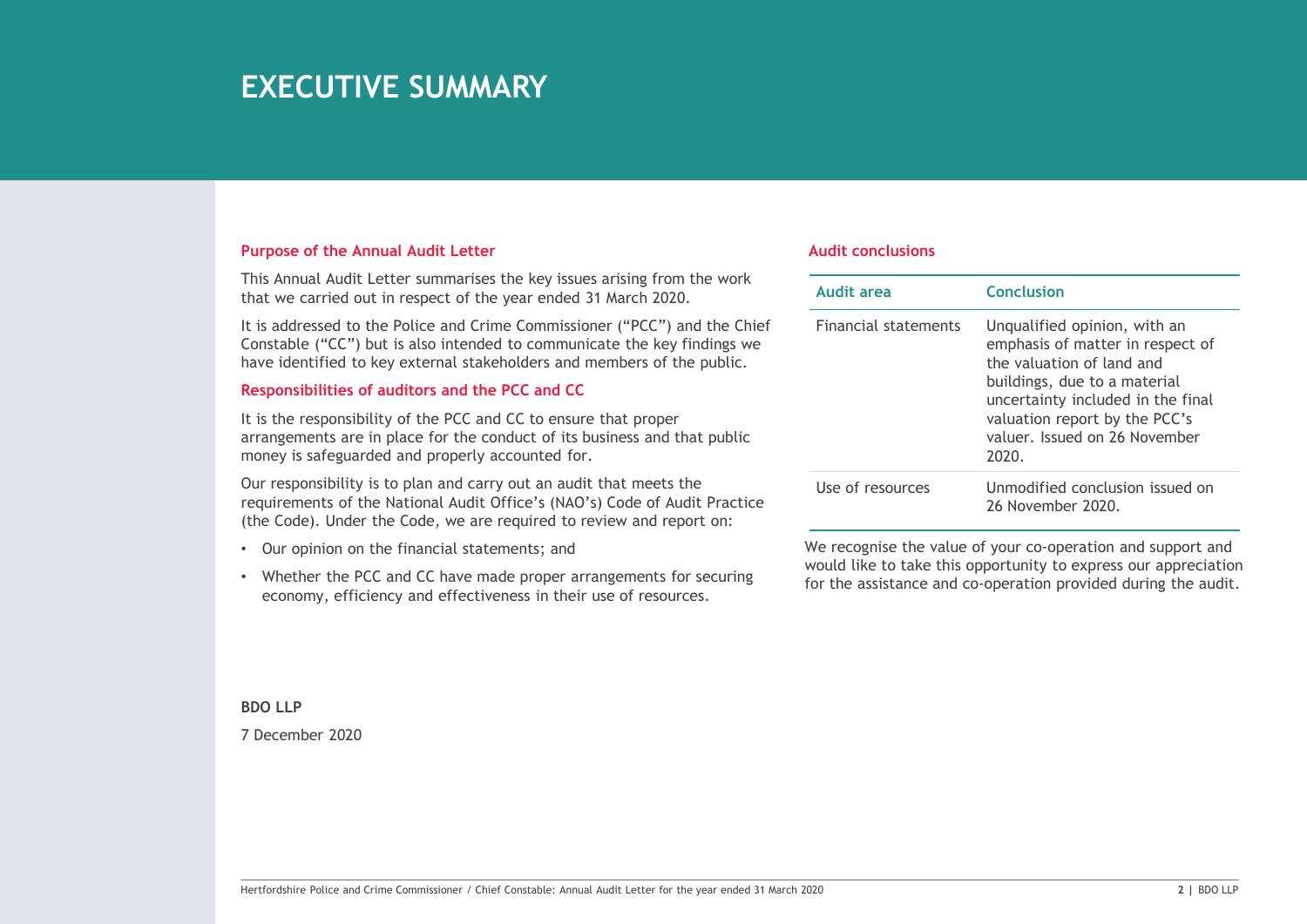# EXECUTIVE SUMMARY

## Purpose of the Annual Audit Letter

This Annual Audit Letter summarises the key issues arising from the work that we carried out in respect of the year ended 31 March 2020.

It is addressed to the Police and Crime Commissioner ("PCC") and the Chief Constable ("CC") but is also intended to communicate the key findings we have identified to key external stakeholders and members of the public.

## Responsibilities of auditors and the PCC and CC

It is the responsibility of the PCC and CC to ensure that proper arrangements are in place for the conduct of its business and that public money is safeguarded and properly accounted for.

Our responsibility is to plan and carry out an audit that meets the requirements of the National Audit Office's (NAO's) Code of Audit Practice (the Code). Under the Code, we are required to review and report on:

- Our opinion on the financial statements; and
- Whether the PCC and CC have made proper arrangements for securing economy, efficiency and effectiveness in their use of resources.

## Audit conclusions

| Audit area | Conclusion |
|---|---|
| Financial statements | Unqualified opinion, with an emphasis of matter in respect of the valuation of land and buildings, due to a material uncertainty included in the final valuation report by the PCC's valuer. Issued on 26 November 2020. |
| Use of resources | Unmodified conclusion issued on 26 November 2020. |

We recognise the value of your co-operation and support and would like to take this opportunity to express our appreciation for the assistance and co-operation provided during the audit.

**BDO LLP**

7 December 2020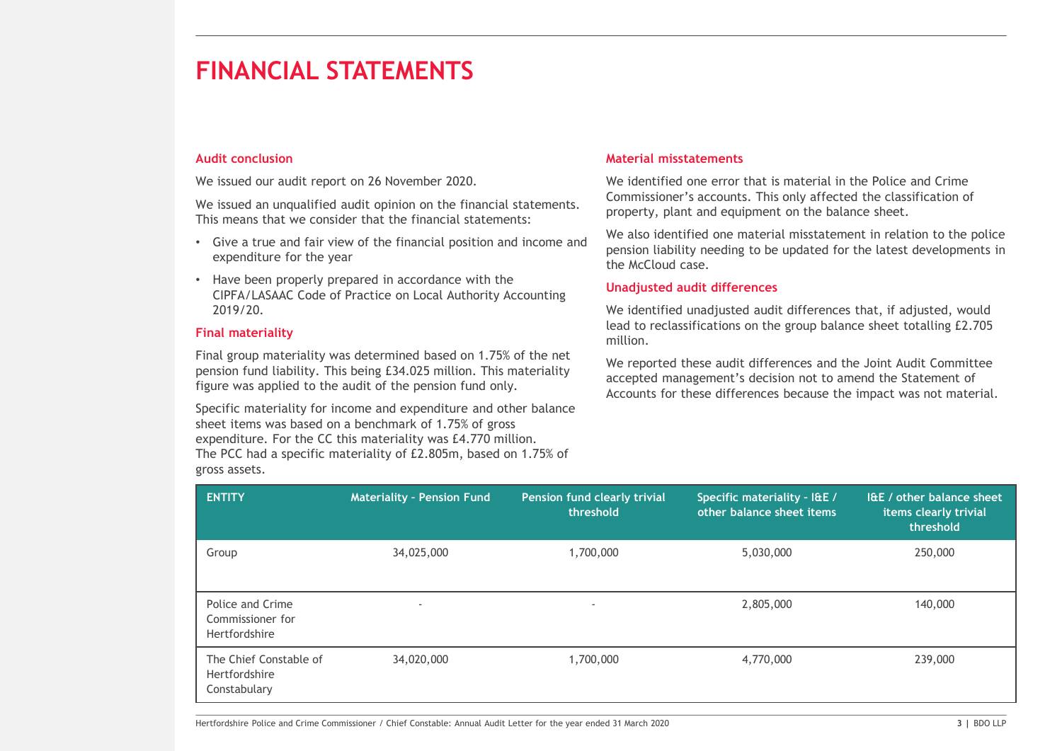# FINANCIAL STATEMENTS

### Audit conclusion

We issued our audit report on 26 November 2020.

We issued an unqualified audit opinion on the financial statements. This means that we consider that the financial statements:

- Give a true and fair view of the financial position and income and expenditure for the year
- Have been properly prepared in accordance with the CIPFA/LASAAC Code of Practice on Local Authority Accounting 2019/20.

### Final materiality

Final group materiality was determined based on 1.75% of the net pension fund liability. This being £34.025 million. This materiality figure was applied to the audit of the pension fund only.

Specific materiality for income and expenditure and other balance sheet items was based on a benchmark of 1.75% of gross expenditure. For the CC this materiality was £4.770 million. The PCC had a specific materiality of £2.805m, based on 1.75% of gross assets.

### Material misstatements

We identified one error that is material in the Police and Crime Commissioner's accounts. This only affected the classification of property, plant and equipment on the balance sheet.

We also identified one material misstatement in relation to the police pension liability needing to be updated for the latest developments in the McCloud case.

### Unadjusted audit differences

We identified unadjusted audit differences that, if adjusted, would lead to reclassifications on the group balance sheet totalling £2.705 million.

We reported these audit differences and the Joint Audit Committee accepted management's decision not to amend the Statement of Accounts for these differences because the impact was not material.

| ENTITY | Materiality - Pension Fund | Pension fund clearly trivial threshold | Specific materiality - I&E / other balance sheet items | I&E / other balance sheet items clearly trivial threshold |
|---|---|---|---|---|
| Group | 34,025,000 | 1,700,000 | 5,030,000 | 250,000 |
| Police and Crime Commissioner for Hertfordshire | - | - | 2,805,000 | 140,000 |
| The Chief Constable of Hertfordshire Constabulary | 34,020,000 | 1,700,000 | 4,770,000 | 239,000 |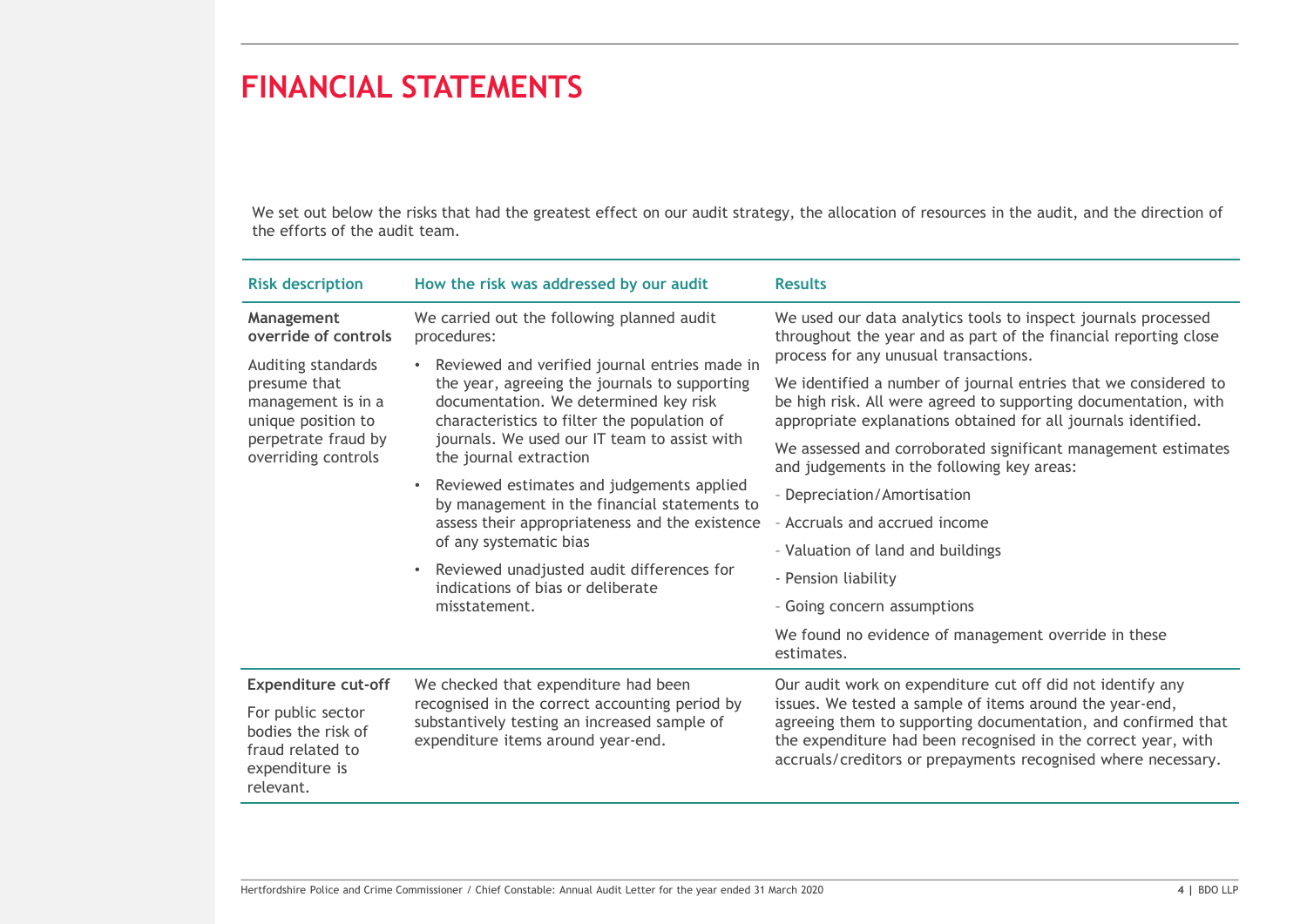# FINANCIAL STATEMENTS

We set out below the risks that had the greatest effect on our audit strategy, the allocation of resources in the audit, and the direction of the efforts of the audit team.

| Risk description | How the risk was addressed by our audit | Results |
|---|---|---|
| **Management override of controls**<br><br>Auditing standards presume that management is in a unique position to perpetrate fraud by overriding controls | We carried out the following planned audit procedures:<br>• Reviewed and verified journal entries made in the year, agreeing the journals to supporting documentation. We determined key risk characteristics to filter the population of journals. We used our IT team to assist with the journal extraction<br>• Reviewed estimates and judgements applied by management in the financial statements to assess their appropriateness and the existence of any systematic bias<br>• Reviewed unadjusted audit differences for indications of bias or deliberate misstatement. | We used our data analytics tools to inspect journals processed throughout the year and as part of the financial reporting close process for any unusual transactions.<br><br>We identified a number of journal entries that we considered to be high risk. All were agreed to supporting documentation, with appropriate explanations obtained for all journals identified.<br><br>We assessed and corroborated significant management estimates and judgements in the following key areas:<br>- Depreciation/Amortisation<br>- Accruals and accrued income<br>- Valuation of land and buildings<br>- Pension liability<br>- Going concern assumptions<br><br>We found no evidence of management override in these estimates. |
| **Expenditure cut-off**<br><br>For public sector bodies the risk of fraud related to expenditure is relevant. | We checked that expenditure had been recognised in the correct accounting period by substantively testing an increased sample of expenditure items around year-end. | Our audit work on expenditure cut off did not identify any issues. We tested a sample of items around the year-end, agreeing them to supporting documentation, and confirmed that the expenditure had been recognised in the correct year, with accruals/creditors or prepayments recognised where necessary. |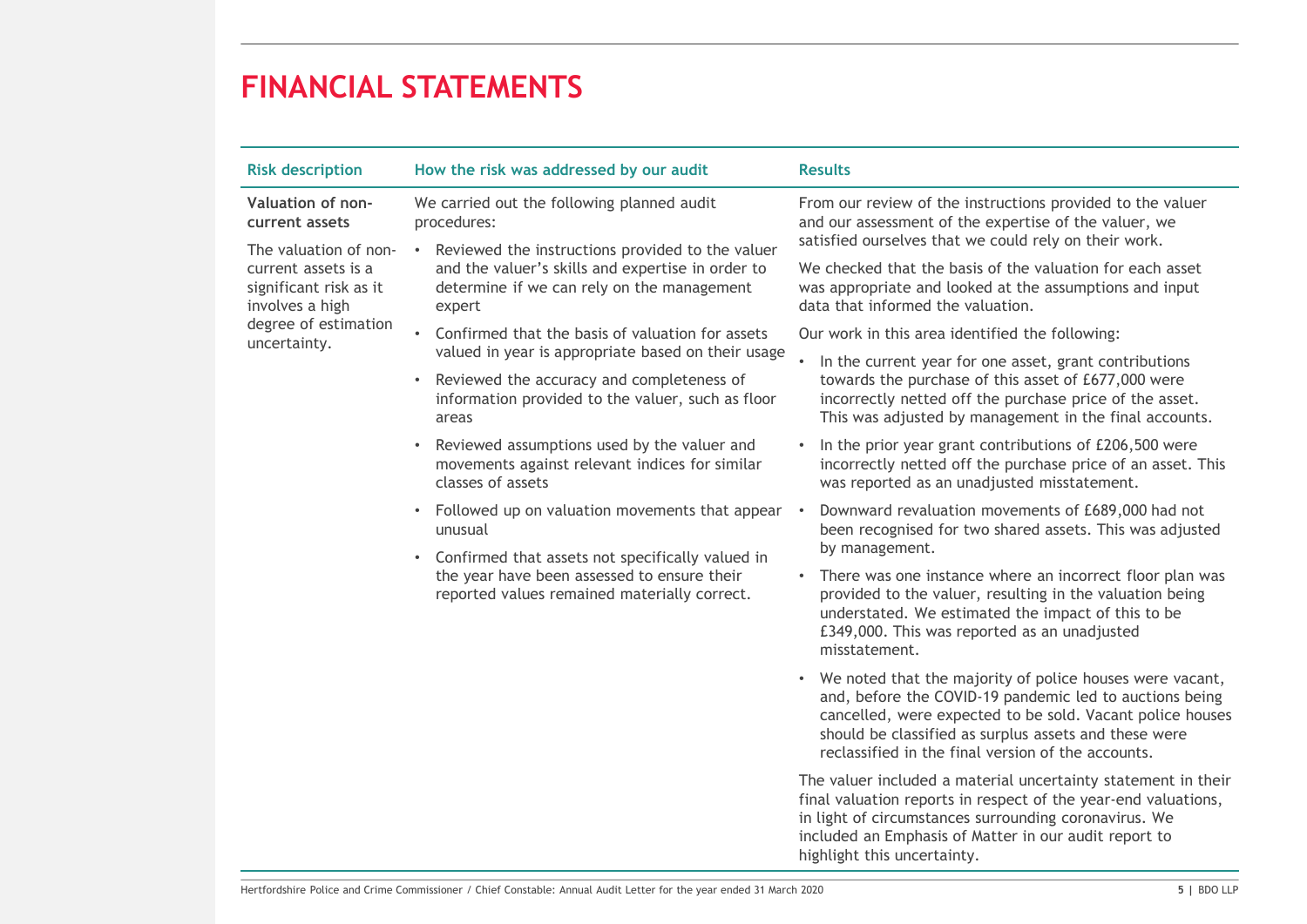# FINANCIAL STATEMENTS

| Risk description | How the risk was addressed by our audit | Results |
|---|---|---|
| **Valuation of non-current assets**<br><br>The valuation of non-current assets is a significant risk as it involves a high degree of estimation uncertainty. | We carried out the following planned audit procedures:<br><br>• Reviewed the instructions provided to the valuer and the valuer's skills and expertise in order to determine if we can rely on the management expert<br>• Confirmed that the basis of valuation for assets valued in year is appropriate based on their usage<br>• Reviewed the accuracy and completeness of information provided to the valuer, such as floor areas<br>• Reviewed assumptions used by the valuer and movements against relevant indices for similar classes of assets<br>• Followed up on valuation movements that appear unusual<br>• Confirmed that assets not specifically valued in the year have been assessed to ensure their reported values remained materially correct. | From our review of the instructions provided to the valuer and our assessment of the expertise of the valuer, we satisfied ourselves that we could rely on their work.<br><br>We checked that the basis of the valuation for each asset was appropriate and looked at the assumptions and input data that informed the valuation.<br><br>Our work in this area identified the following:<br><br>• In the current year for one asset, grant contributions towards the purchase of this asset of £677,000 were incorrectly netted off the purchase price of the asset. This was adjusted by management in the final accounts.<br>• In the prior year grant contributions of £206,500 were incorrectly netted off the purchase price of an asset. This was reported as an unadjusted misstatement.<br>• Downward revaluation movements of £689,000 had not been recognised for two shared assets. This was adjusted by management.<br>• There was one instance where an incorrect floor plan was provided to the valuer, resulting in the valuation being understated. We estimated the impact of this to be £349,000. This was reported as an unadjusted misstatement.<br>• We noted that the majority of police houses were vacant, and, before the COVID-19 pandemic led to auctions being cancelled, were expected to be sold. Vacant police houses should be classified as surplus assets and these were reclassified in the final version of the accounts.<br><br>The valuer included a material uncertainty statement in their final valuation reports in respect of the year-end valuations, in light of circumstances surrounding coronavirus. We included an Emphasis of Matter in our audit report to highlight this uncertainty. |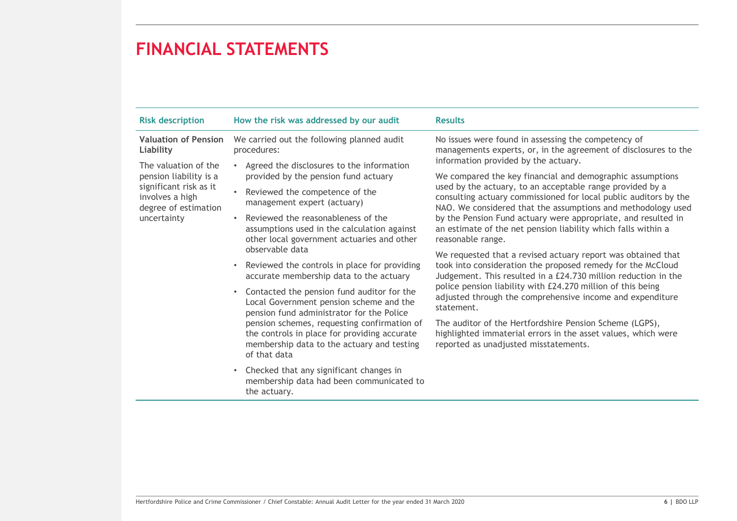# FINANCIAL STATEMENTS

| Risk description | How the risk was addressed by our audit | Results |
|---|---|---|
| **Valuation of Pension Liability**<br><br>The valuation of the pension liability is a significant risk as it involves a high degree of estimation uncertainty | We carried out the following planned audit procedures:<br>• Agreed the disclosures to the information provided by the pension fund actuary<br>• Reviewed the competence of the management expert (actuary)<br>• Reviewed the reasonableness of the assumptions used in the calculation against other local government actuaries and other observable data<br>• Reviewed the controls in place for providing accurate membership data to the actuary<br>• Contacted the pension fund auditor for the Local Government pension scheme and the pension fund administrator for the Police pension schemes, requesting confirmation of the controls in place for providing accurate membership data to the actuary and testing of that data<br>• Checked that any significant changes in membership data had been communicated to the actuary. | No issues were found in assessing the competency of managements experts, or, in the agreement of disclosures to the information provided by the actuary.<br><br>We compared the key financial and demographic assumptions used by the actuary, to an acceptable range provided by a consulting actuary commissioned for local public auditors by the NAO. We considered that the assumptions and methodology used by the Pension Fund actuary were appropriate, and resulted in an estimate of the net pension liability which falls within a reasonable range.<br><br>We requested that a revised actuary report was obtained that took into consideration the proposed remedy for the McCloud Judgement. This resulted in a £24.730 million reduction in the police pension liability with £24.270 million of this being adjusted through the comprehensive income and expenditure statement.<br><br>The auditor of the Hertfordshire Pension Scheme (LGPS), highlighted immaterial errors in the asset values, which were reported as unadjusted misstatements. |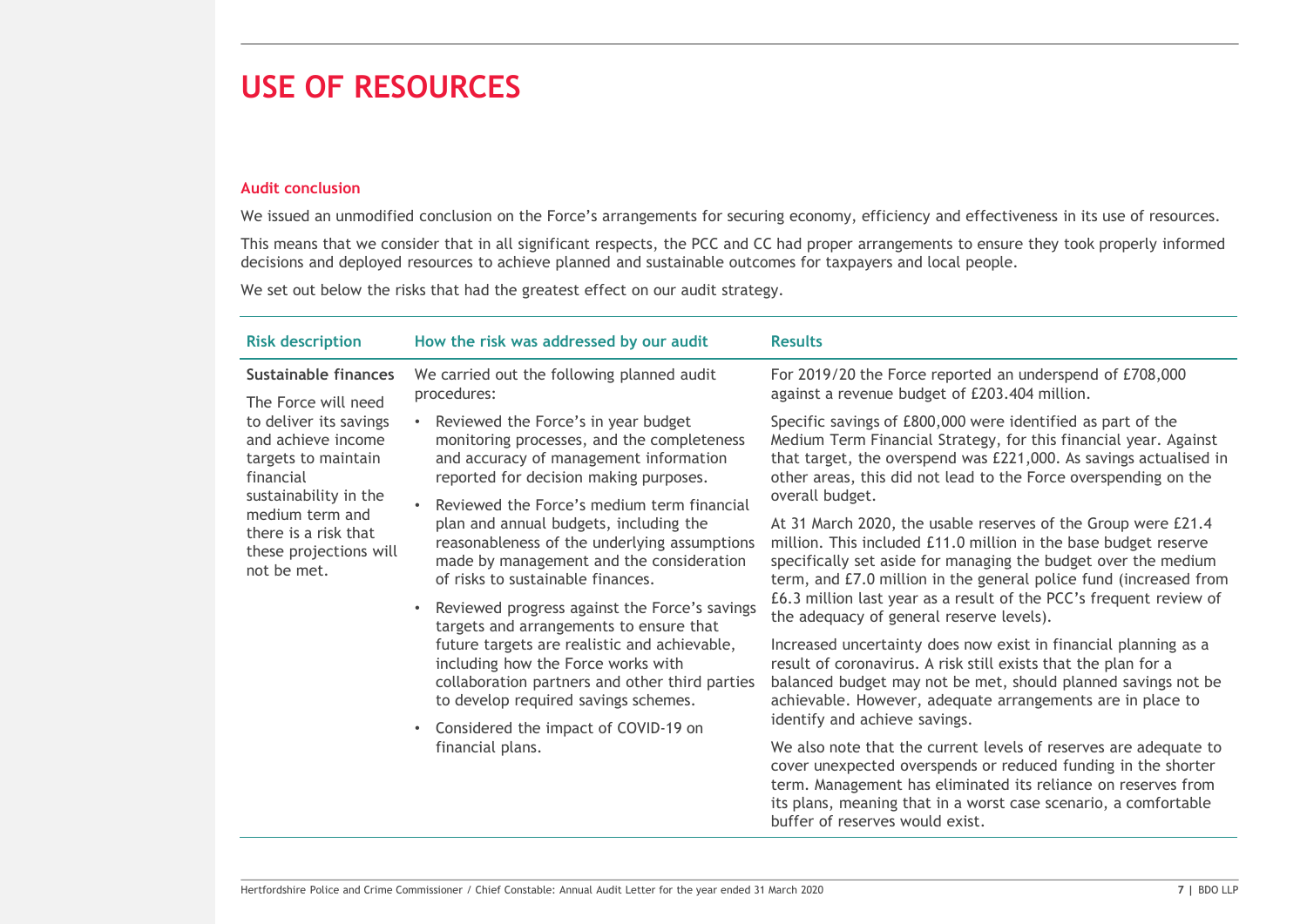# USE OF RESOURCES

### Audit conclusion

We issued an unmodified conclusion on the Force's arrangements for securing economy, efficiency and effectiveness in its use of resources.

This means that we consider that in all significant respects, the PCC and CC had proper arrangements to ensure they took properly informed decisions and deployed resources to achieve planned and sustainable outcomes for taxpayers and local people.

We set out below the risks that had the greatest effect on our audit strategy.

| Risk description | How the risk was addressed by our audit | Results |
|---|---|---|
| **Sustainable finances**<br><br>The Force will need to deliver its savings and achieve income targets to maintain financial sustainability in the medium term and there is a risk that these projections will not be met. | We carried out the following planned audit procedures:<br><br>• Reviewed the Force's in year budget monitoring processes, and the completeness and accuracy of management information reported for decision making purposes.<br><br>• Reviewed the Force's medium term financial plan and annual budgets, including the reasonableness of the underlying assumptions made by management and the consideration of risks to sustainable finances.<br><br>• Reviewed progress against the Force's savings targets and arrangements to ensure that future targets are realistic and achievable, including how the Force works with collaboration partners and other third parties to develop required savings schemes.<br><br>• Considered the impact of COVID-19 on financial plans. | For 2019/20 the Force reported an underspend of £708,000 against a revenue budget of £203.404 million.<br><br>Specific savings of £800,000 were identified as part of the Medium Term Financial Strategy, for this financial year. Against that target, the overspend was £221,000. As savings actualised in other areas, this did not lead to the Force overspending on the overall budget.<br><br>At 31 March 2020, the usable reserves of the Group were £21.4 million. This included £11.0 million in the base budget reserve specifically set aside for managing the budget over the medium term, and £7.0 million in the general police fund (increased from £6.3 million last year as a result of the PCC's frequent review of the adequacy of general reserve levels).<br><br>Increased uncertainty does now exist in financial planning as a result of coronavirus. A risk still exists that the plan for a balanced budget may not be met, should planned savings not be achievable. However, adequate arrangements are in place to identify and achieve savings.<br><br>We also note that the current levels of reserves are adequate to cover unexpected overspends or reduced funding in the shorter term. Management has eliminated its reliance on reserves from its plans, meaning that in a worst case scenario, a comfortable buffer of reserves would exist. |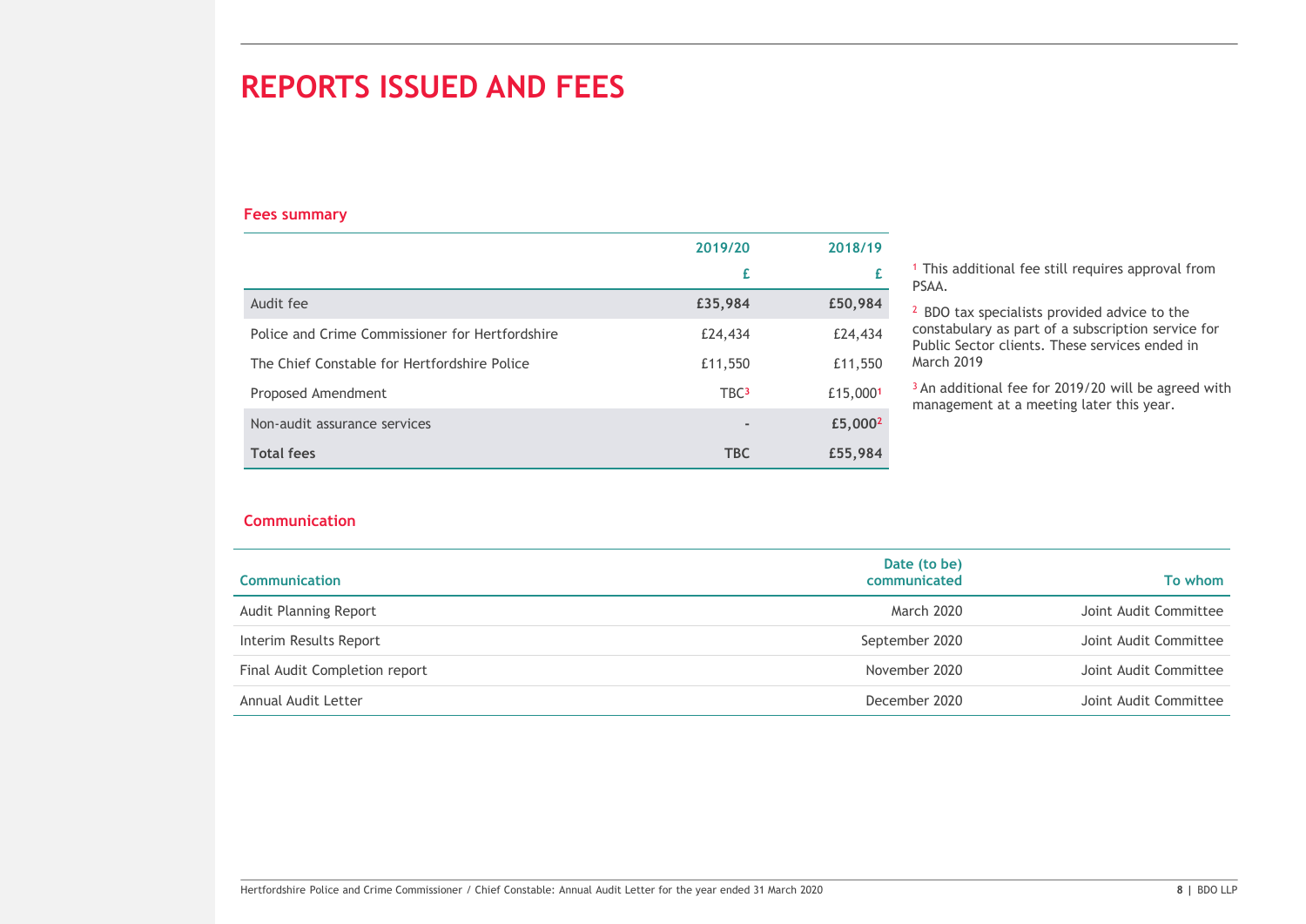# REPORTS ISSUED AND FEES

## Fees summary

| | 2019/20 | 2018/19 |
|---|---|---|
| | £ | £ |
| **Audit fee** | **£35,984** | **£50,984** |
| Police and Crime Commissioner for Hertfordshire | £24,434 | £24,434 |
| The Chief Constable for Hertfordshire Police | £11,550 | £11,550 |
| Proposed Amendment | TBC[3] | £15,000[1] |
| Non-audit assurance services | - | **£5,000**[2] |
| **Total fees** | **TBC** | **£55,984** |

[1] This additional fee still requires approval from PSAA.

[2] BDO tax specialists provided advice to the constabulary as part of a subscription service for Public Sector clients. These services ended in March 2019

[3] An additional fee for 2019/20 will be agreed with management at a meeting later this year.

## Communication

| Communication | Date (to be) communicated | To whom |
|---|---|---|
| Audit Planning Report | March 2020 | Joint Audit Committee |
| Interim Results Report | September 2020 | Joint Audit Committee |
| Final Audit Completion report | November 2020 | Joint Audit Committee |
| Annual Audit Letter | December 2020 | Joint Audit Committee |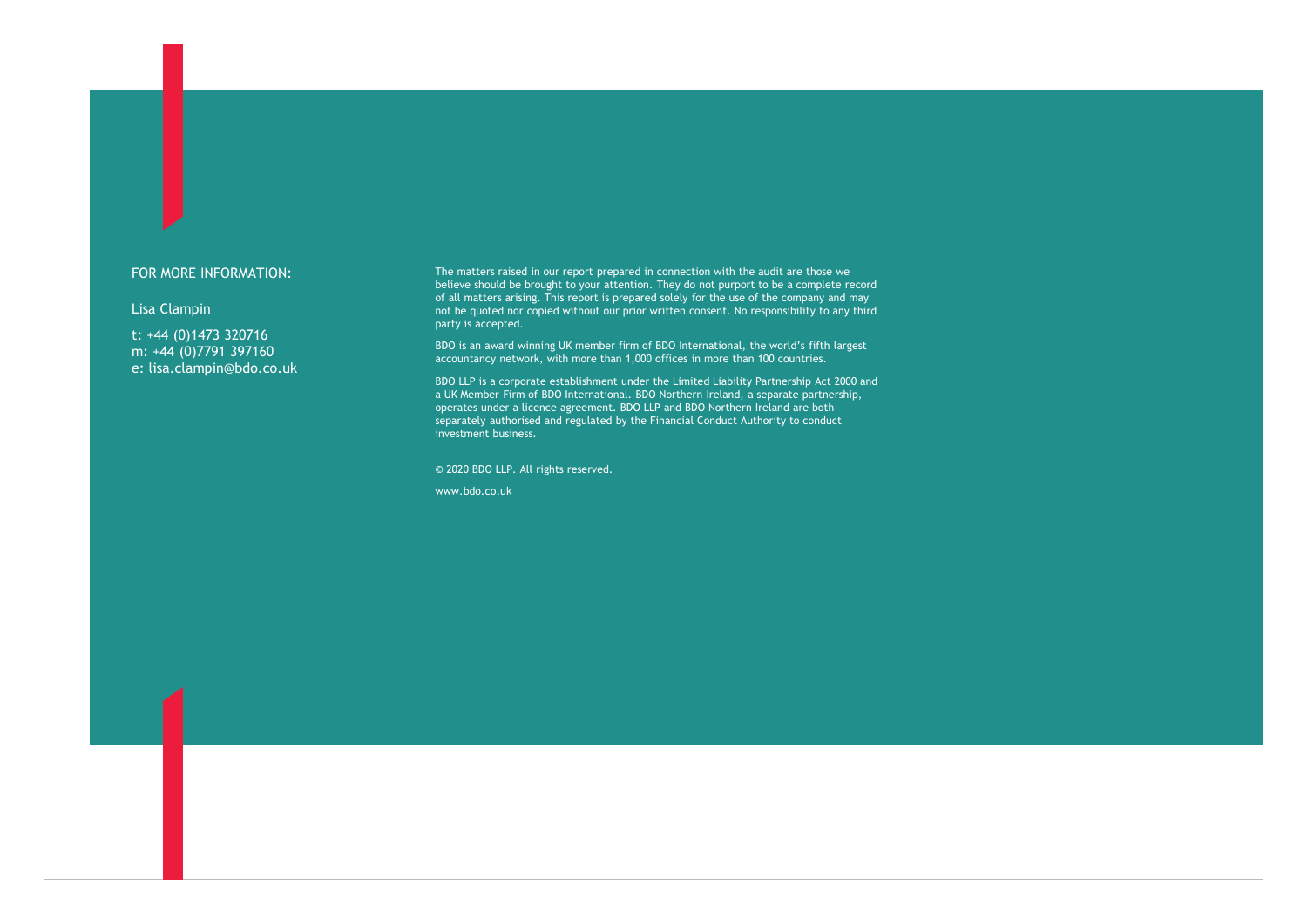FOR MORE INFORMATION:

Lisa Clampin

t: +44 (0)1473 320716
m: +44 (0)7791 397160
e: lisa.clampin@bdo.co.uk

The matters raised in our report prepared in connection with the audit are those we believe should be brought to your attention. They do not purport to be a complete record of all matters arising. This report is prepared solely for the use of the company and may not be quoted nor copied without our prior written consent. No responsibility to any third party is accepted.

BDO is an award winning UK member firm of BDO International, the world's fifth largest accountancy network, with more than 1,000 offices in more than 100 countries.

BDO LLP is a corporate establishment under the Limited Liability Partnership Act 2000 and a UK Member Firm of BDO International. BDO Northern Ireland, a separate partnership, operates under a licence agreement. BDO LLP and BDO Northern Ireland are both separately authorised and regulated by the Financial Conduct Authority to conduct investment business.

© 2020 BDO LLP. All rights reserved.

www.bdo.co.uk